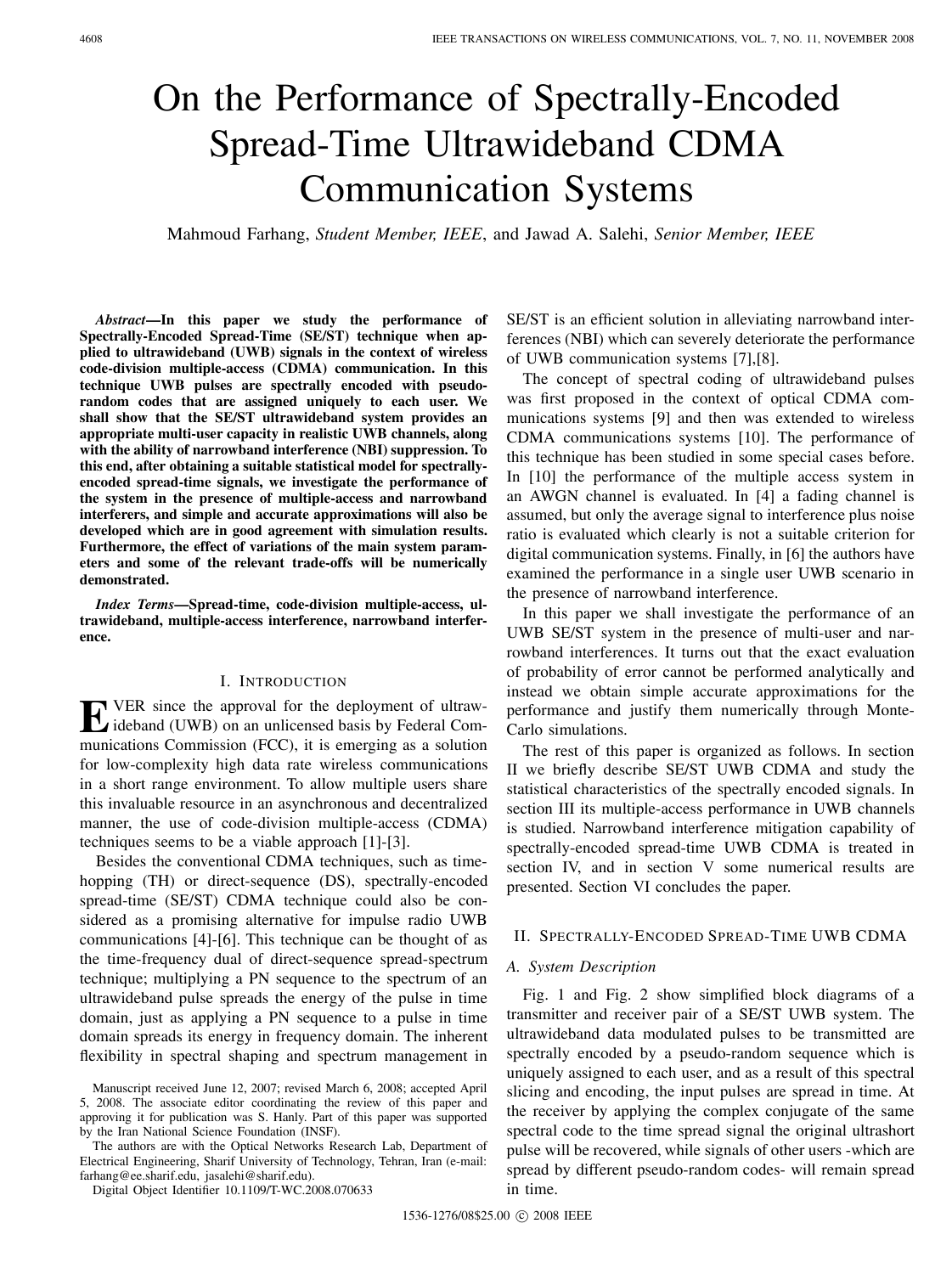# On the Performance of Spectrally-Encoded Spread-Time Ultrawideband CDMA Communication Systems

Mahmoud Farhang, *Student Member, IEEE*, and Jawad A. Salehi, *Senior Member, IEEE*

***Abstract*—In this paper we study the performance of Spectrally-Encoded Spread-Time (SE/ST) technique when applied to ultrawideband (UWB) signals in the context of wireless code-division multiple-access (CDMA) communication. In this technique UWB pulses are spectrally encoded with pseudo-random codes that are assigned uniquely to each user. We shall show that the SE/ST ultrawideband system provides an appropriate multi-user capacity in realistic UWB channels, along with the ability of narrowband interference (NBI) suppression. To this end, after obtaining a suitable statistical model for spectrally-encoded spread-time signals, we investigate the performance of the system in the presence of multiple-access and narrowband interferers, and simple and accurate approximations will also be developed which are in good agreement with simulation results. Furthermore, the effect of variations of the main system parameters and some of the relevant trade-offs will be numerically demonstrated.**

***Index Terms*—Spread-time, code-division multiple-access, ultrawideband, multiple-access interference, narrowband interference.**

## I. Introduction

Ever since the approval for the deployment of ultrawideband (UWB) on an unlicensed basis by Federal Communications Commission (FCC), it is emerging as a solution for low-complexity high data rate wireless communications in a short range environment. To allow multiple users share this invaluable resource in an asynchronous and decentralized manner, the use of code-division multiple-access (CDMA) techniques seems to be a viable approach [1]-[3].

Besides the conventional CDMA techniques, such as time-hopping (TH) or direct-sequence (DS), spectrally-encoded spread-time (SE/ST) CDMA technique could also be considered as a promising alternative for impulse radio UWB communications [4]-[6]. This technique can be thought of as the time-frequency dual of direct-sequence spread-spectrum technique; multiplying a PN sequence to the spectrum of an ultrawideband pulse spreads the energy of the pulse in time domain, just as applying a PN sequence to a pulse in time domain spreads its energy in frequency domain. The inherent flexibility in spectral shaping and spectrum management in SE/ST is an efficient solution in alleviating narrowband interferences (NBI) which can severely deteriorate the performance of UWB communication systems [7],[8].

The concept of spectral coding of ultrawideband pulses was first proposed in the context of optical CDMA communications systems [9] and then was extended to wireless CDMA communications systems [10]. The performance of this technique has been studied in some special cases before. In [10] the performance of the multiple access system in an AWGN channel is evaluated. In [4] a fading channel is assumed, but only the average signal to interference plus noise ratio is evaluated which clearly is not a suitable criterion for digital communication systems. Finally, in [6] the authors have examined the performance in a single user UWB scenario in the presence of narrowband interference.

In this paper we shall investigate the performance of an UWB SE/ST system in the presence of multi-user and narrowband interferences. It turns out that the exact evaluation of probability of error cannot be performed analytically and instead we obtain simple accurate approximations for the performance and justify them numerically through Monte-Carlo simulations.

The rest of this paper is organized as follows. In section II we briefly describe SE/ST UWB CDMA and study the statistical characteristics of the spectrally encoded signals. In section III its multiple-access performance in UWB channels is studied. Narrowband interference mitigation capability of spectrally-encoded spread-time UWB CDMA is treated in section IV, and in section V some numerical results are presented. Section VI concludes the paper.

## II. Spectrally-Encoded Spread-Time UWB CDMA

### A. System Description

Fig. 1 and Fig. 2 show simplified block diagrams of a transmitter and receiver pair of a SE/ST UWB system. The ultrawideband data modulated pulses to be transmitted are spectrally encoded by a pseudo-random sequence which is uniquely assigned to each user, and as a result of this spectral slicing and encoding, the input pulses are spread in time. At the receiver by applying the complex conjugate of the same spectral code to the time spread signal the original ultrashort pulse will be recovered, while signals of other users -which are spread by different pseudo-random codes- will remain spread in time.

Manuscript received June 12, 2007; revised March 6, 2008; accepted April 5, 2008. The associate editor coordinating the review of this paper and approving it for publication was S. Hanly. Part of this paper was supported by the Iran National Science Foundation (INSF).

The authors are with the Optical Networks Research Lab, Department of Electrical Engineering, Sharif University of Technology, Tehran, Iran (e-mail: farhang@ee.sharif.edu, jasalehi@sharif.edu).

Digital Object Identifier 10.1109/T-WC.2008.070633

1536-1276/08$25.00 © 2008 IEEE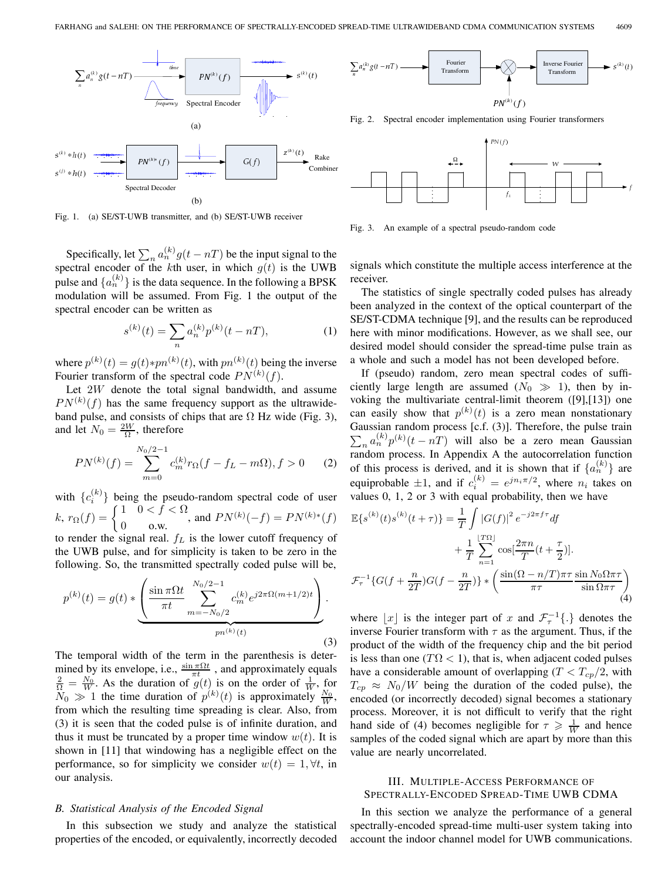Fig. 1. (a) SE/ST-UWB transmitter, and (b) SE/ST-UWB receiver

Fig. 2. Spectral encoder implementation using Fourier transformers

Fig. 3. An example of a spectral pseudo-random code

Specifically, let $\sum_n a_n^{(k)} g(t-nT)$ be the input signal to the spectral encoder of the $k$th user, in which $g(t)$ is the UWB pulse and $\{a_n^{(k)}\}$ is the data sequence. In the following a BPSK modulation will be assumed. From Fig. 1 the output of the spectral encoder can be written as

$$s^{(k)}(t) = \sum_n a_n^{(k)} p^{(k)}(t-nT), \tag{1}$$

where $p^{(k)}(t) = g(t) * pn^{(k)}(t)$, with $pn^{(k)}(t)$ being the inverse Fourier transform of the spectral code $PN^{(k)}(f)$.

Let $2W$ denote the total signal bandwidth, and assume $PN^{(k)}(f)$ has the same frequency support as the ultrawideband pulse, and consists of chips that are $\Omega$ Hz wide (Fig. 3), and let $N_0 = \frac{2W}{\Omega}$, therefore

$$PN^{(k)}(f) = \sum_{m=0}^{N_0/2-1} c_m^{(k)} r_\Omega (f - f_L - m\Omega), f > 0 \tag{2}$$

with $\{c_i^{(k)}\}$ being the pseudo-random spectral code of user $k$, $r_\Omega(f) = \begin{cases} 1 & 0 < f < \Omega \\ 0 & \text{o.w.} \end{cases}$, and $PN^{(k)}(-f) = PN^{(k)*}(f)$ to render the signal real. $f_L$ is the lower cutoff frequency of the UWB pulse, and for simplicity is taken to be zero in the following. So, the transmitted spectrally coded pulse will be,

$$p^{(k)}(t) = g(t) * \underbrace{\left( \frac{\sin \pi \Omega t}{\pi t} \sum_{m=-N_0/2}^{N_0/2-1} c_m^{(k)} e^{j2\pi\Omega(m+1/2)t} \right)}_{pn^{(k)}(t)}. \tag{3}$$

The temporal width of the term in the parenthesis is determined by its envelope, i.e., $\frac{\sin \pi\Omega t}{\pi t}$, and approximately equals $\frac{2}{\Omega} = \frac{N_0}{W}$. As the duration of $g(t)$ is on the order of $\frac{1}{W}$, for $N_0 \gg 1$ the time duration of $p^{(k)}(t)$ is approximately $\frac{N_0}{W}$, from which the resulting time spreading is clear. Also, from (3) it is seen that the coded pulse is of infinite duration, and thus it must be truncated by a proper time window $w(t)$. It is shown in [11] that windowing has a negligible effect on the performance, so for simplicity we consider $w(t) = 1, \forall t$, in our analysis.

### B. Statistical Analysis of the Encoded Signal

In this subsection we study and analyze the statistical properties of the encoded, or equivalently, incorrectly decoded signals which constitute the multiple access interference at the receiver.

The statistics of single spectrally coded pulses has already been analyzed in the context of the optical counterpart of the SE/ST-CDMA technique [9], and the results can be reproduced here with minor modifications. However, as we shall see, our desired model should consider the spread-time pulse train as a whole and such a model has not been developed before.

If (pseudo) random, zero mean spectral codes of sufficiently large length are assumed ($N_0 \gg 1$), then by invoking the multivariate central-limit theorem ([9],[13]) one can easily show that $p^{(k)}(t)$ is a zero mean nonstationary Gaussian random process [c.f. (3)]. Therefore, the pulse train $\sum_n a_n^{(k)} p^{(k)}(t-nT)$ will also be a zero mean Gaussian random process. In Appendix A the autocorrelation function of this process is derived, and it is shown that if $\{a_n^{(k)}\}$ are equiprobable $\pm 1$, and if $c_i^{(k)} = e^{jn_i\pi/2}$, where $n_i$ takes on values 0, 1, 2 or 3 with equal probability, then we have

$$\begin{aligned}
\mathbb{E}\{s^{(k)}(t)s^{(k)}(t+\tau)\} = \frac{1}{T}\int |G(f)|^2 \, e^{-j2\pi f\tau} df \\
+ \frac{1}{T}\sum_{n=1}^{\lfloor T\Omega \rfloor} \cos[\frac{2\pi n}{T}(t+\frac{\tau}{2})]. \\
\mathcal{F}_\tau^{-1}\{G(f+\frac{n}{2T})G(f-\frac{n}{2T})\} * \left( \frac{\sin(\Omega - n/T)\pi\tau}{\pi\tau} \frac{\sin N_0\Omega\pi\tau}{\sin \Omega\pi\tau} \right)
\end{aligned} \tag{4}$$

where $\lfloor x \rfloor$ is the integer part of $x$ and $\mathcal{F}_\tau^{-1}\{.\}$ denotes the inverse Fourier transform with $\tau$ as the argument. Thus, if the product of the width of the chip and the bit period is less than one ($T\Omega < 1$), that is, when adjacent coded pulses have a considerable amount of overlapping ($T < T_{cp}/2$, with $T_{cp} \approx N_0/W$ being the duration of the coded pulse), the encoded (or incorrectly decoded) signal becomes a stationary process. Moreover, it is not difficult to verify that the right hand side of (4) becomes negligible for $\tau \geqslant \frac{1}{W}$ and hence samples of the coded signal which are apart by more than this value are nearly uncorrelated.

## III. Multiple-Access Performance of Spectrally-Encoded Spread-Time UWB CDMA

In this section we analyze the performance of a general spectrally-encoded spread-time multi-user system taking into account the indoor channel model for UWB communications.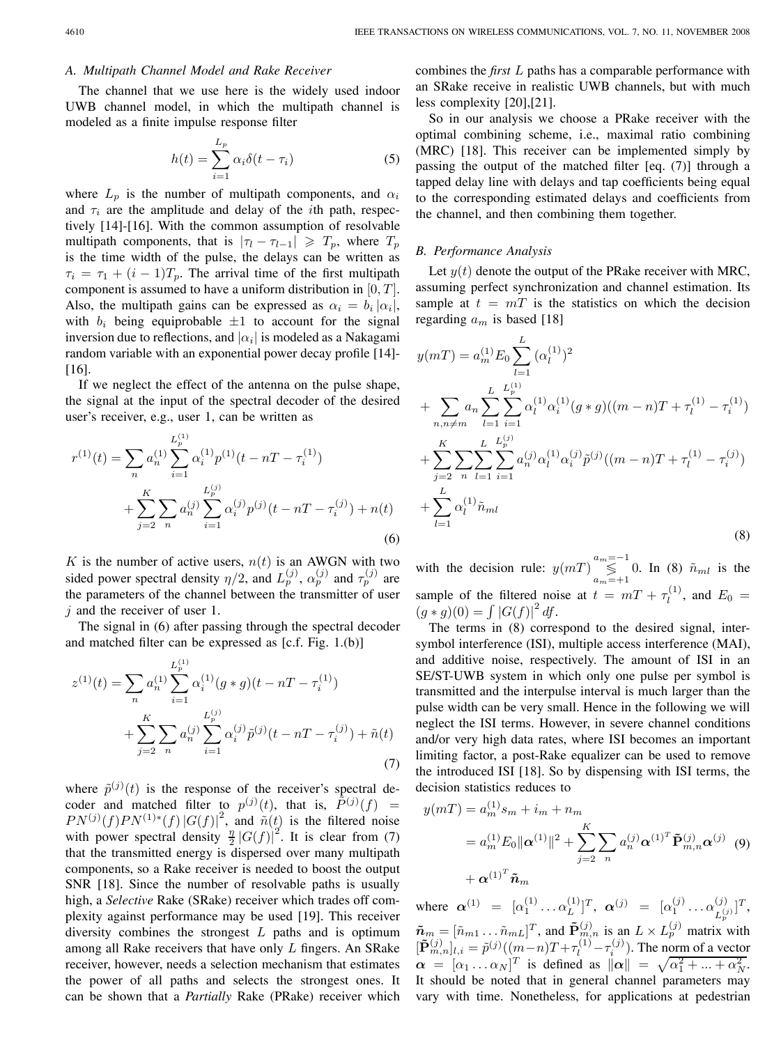### A. Multipath Channel Model and Rake Receiver

The channel that we use here is the widely used indoor UWB channel model, in which the multipath channel is modeled as a finite impulse response filter

$$h(t) = \sum_{i=1}^{L_p} \alpha_i \delta(t - \tau_i) \tag{5}$$

where $L_p$ is the number of multipath components, and $\alpha_i$ and $\tau_i$ are the amplitude and delay of the $i$th path, respectively [14]-[16]. With the common assumption of resolvable multipath components, that is $|\tau_l - \tau_{l-1}| \geqslant T_p$, where $T_p$ is the time width of the pulse, the delays can be written as $\tau_i = \tau_1 + (i-1)T_p$. The arrival time of the first multipath component is assumed to have a uniform distribution in $[0, T]$. Also, the multipath gains can be expressed as $\alpha_i = b_i |\alpha_i|$, with $b_i$ being equiprobable $\pm 1$ to account for the signal inversion due to reflections, and $|\alpha_i|$ is modeled as a Nakagami random variable with an exponential power decay profile [14]-[16].

If we neglect the effect of the antenna on the pulse shape, the signal at the input of the spectral decoder of the desired user's receiver, e.g., user 1, can be written as

$$\begin{aligned} r^{(1)}(t) = &\sum_n a_n^{(1)} \sum_{i=1}^{L_p^{(1)}} \alpha_i^{(1)} p^{(1)}(t - nT - \tau_i^{(1)}) \\ &+ \sum_{j=2}^{K} \sum_n a_n^{(j)} \sum_{i=1}^{L_p^{(j)}} \alpha_i^{(j)} p^{(j)}(t - nT - \tau_i^{(j)}) + n(t) \end{aligned} \tag{6}$$

$K$ is the number of active users, $n(t)$ is an AWGN with two sided power spectral density $\eta/2$, and $L_p^{(j)}$, $\alpha_p^{(j)}$ and $\tau_p^{(j)}$ are the parameters of the channel between the transmitter of user $j$ and the receiver of user 1.

The signal in (6) after passing through the spectral decoder and matched filter can be expressed as [c.f. Fig. 1.(b)]

$$\begin{aligned} z^{(1)}(t) = &\sum_n a_n^{(1)} \sum_{i=1}^{L_p^{(1)}} \alpha_i^{(1)} (g * g)(t - nT - \tau_i^{(1)}) \\ &+ \sum_{j=2}^{K} \sum_n a_n^{(j)} \sum_{i=1}^{L_p^{(j)}} \alpha_i^{(j)} \tilde{p}^{(j)}(t - nT - \tau_i^{(j)}) + \tilde{n}(t) \end{aligned} \tag{7}$$

where $\tilde{p}^{(j)}(t)$ is the response of the receiver's spectral decoder and matched filter to $p^{(j)}(t)$, that is, $\tilde{P}^{(j)}(f) = PN^{(j)}(f) PN^{(1)*}(f) |G(f)|^2$, and $\tilde{n}(t)$ is the filtered noise with power spectral density $\frac{\eta}{2} |G(f)|^2$. It is clear from (7) that the transmitted energy is dispersed over many multipath components, so a Rake receiver is needed to boost the output SNR [18]. Since the number of resolvable paths is usually high, a *Selective* Rake (SRake) receiver which trades off complexity against performance may be used [19]. This receiver diversity combines the strongest $L$ paths and is optimum among all Rake receivers that have only $L$ fingers. An SRake receiver, however, needs a selection mechanism that estimates the power of all paths and selects the strongest ones. It can be shown that a *Partially* Rake (PRake) receiver which combines the *first* $L$ paths has a comparable performance with an SRake receive in realistic UWB channels, but with much less complexity [20],[21].

So in our analysis we choose a PRake receiver with the optimal combining scheme, i.e., maximal ratio combining (MRC) [18]. This receiver can be implemented simply by passing the output of the matched filter [eq. (7)] through a tapped delay line with delays and tap coefficients being equal to the corresponding estimated delays and coefficients from the channel, and then combining them together.

### B. Performance Analysis

Let $y(t)$ denote the output of the PRake receiver with MRC, assuming perfect synchronization and channel estimation. Its sample at $t = mT$ is the statistics on which the decision regarding $a_m$ is based [18]

$$\begin{aligned} y(mT) = &\, a_m^{(1)} E_0 \sum_{l=1}^{L} (\alpha_l^{(1)})^2 \\ &+ \sum_{n, n \neq m} a_n \sum_{l=1}^{L} \sum_{i=1}^{L_p^{(1)}} \alpha_l^{(1)} \alpha_i^{(1)} (g * g)((m-n)T + \tau_l^{(1)} - \tau_i^{(1)}) \\ &+ \sum_{j=2}^{K} \sum_n \sum_{l=1}^{L} \sum_{i=1}^{L_p^{(j)}} a_n^{(j)} \alpha_l^{(1)} \alpha_i^{(j)} \tilde{p}^{(j)}((m-n)T + \tau_l^{(1)} - \tau_i^{(j)}) \\ &+ \sum_{l=1}^{L} \alpha_l^{(1)} \tilde{n}_{ml} \end{aligned} \tag{8}$$

with the decision rule: $y(mT) \underset{a_m=+1}{\overset{a_m=-1}{\lessgtr}} 0$. In (8) $\tilde{n}_{ml}$ is the sample of the filtered noise at $t = mT + \tau_l^{(1)}$, and $E_0 = (g * g)(0) = \int |G(f)|^2 df$.

The terms in (8) correspond to the desired signal, intersymbol interference (ISI), multiple access interference (MAI), and additive noise, respectively. The amount of ISI in an SE/ST-UWB system in which only one pulse per symbol is transmitted and the interpulse interval is much larger than the pulse width can be very small. Hence in the following we will neglect the ISI terms. However, in severe channel conditions and/or very high data rates, where ISI becomes an important limiting factor, a post-Rake equalizer can be used to remove the introduced ISI [18]. So by dispensing with ISI terms, the decision statistics reduces to

$$\begin{aligned} y(mT) &= a_m^{(1)} s_m + i_m + n_m \\ &= a_m^{(1)} E_0 \|\boldsymbol{\alpha}^{(1)}\|^2 + \sum_{j=2}^{K} \sum_n a_n^{(j)} \boldsymbol{\alpha}^{(1)^T} \tilde{\mathbf{P}}_{m,n}^{(j)} \boldsymbol{\alpha}^{(j)} \\ &\quad + \boldsymbol{\alpha}^{(1)^T} \tilde{\boldsymbol{n}}_m \end{aligned} \tag{9}$$

where $\boldsymbol{\alpha}^{(1)} = [\alpha_1^{(1)} \ldots \alpha_L^{(1)}]^T$, $\boldsymbol{\alpha}^{(j)} = [\alpha_1^{(j)} \ldots \alpha_{L_p^{(j)}}^{(j)}]^T$, $\tilde{\boldsymbol{n}}_m = [\tilde{n}_{m1} \ldots \tilde{n}_{mL}]^T$, and $\tilde{\mathbf{P}}_{m,n}^{(j)}$ is an $L \times L_p^{(j)}$ matrix with $[\tilde{\mathbf{P}}_{m,n}^{(j)}]_{l,i} = \tilde{p}^{(j)}((m-n)T + \tau_l^{(1)} - \tau_i^{(j)})$. The norm of a vector $\boldsymbol{\alpha} = [\alpha_1 \ldots \alpha_N]^T$ is defined as $\|\boldsymbol{\alpha}\| = \sqrt{\alpha_1^2 + \ldots + \alpha_N^2}$. It should be noted that in general channel parameters may vary with time. Nonetheless, for applications at pedestrian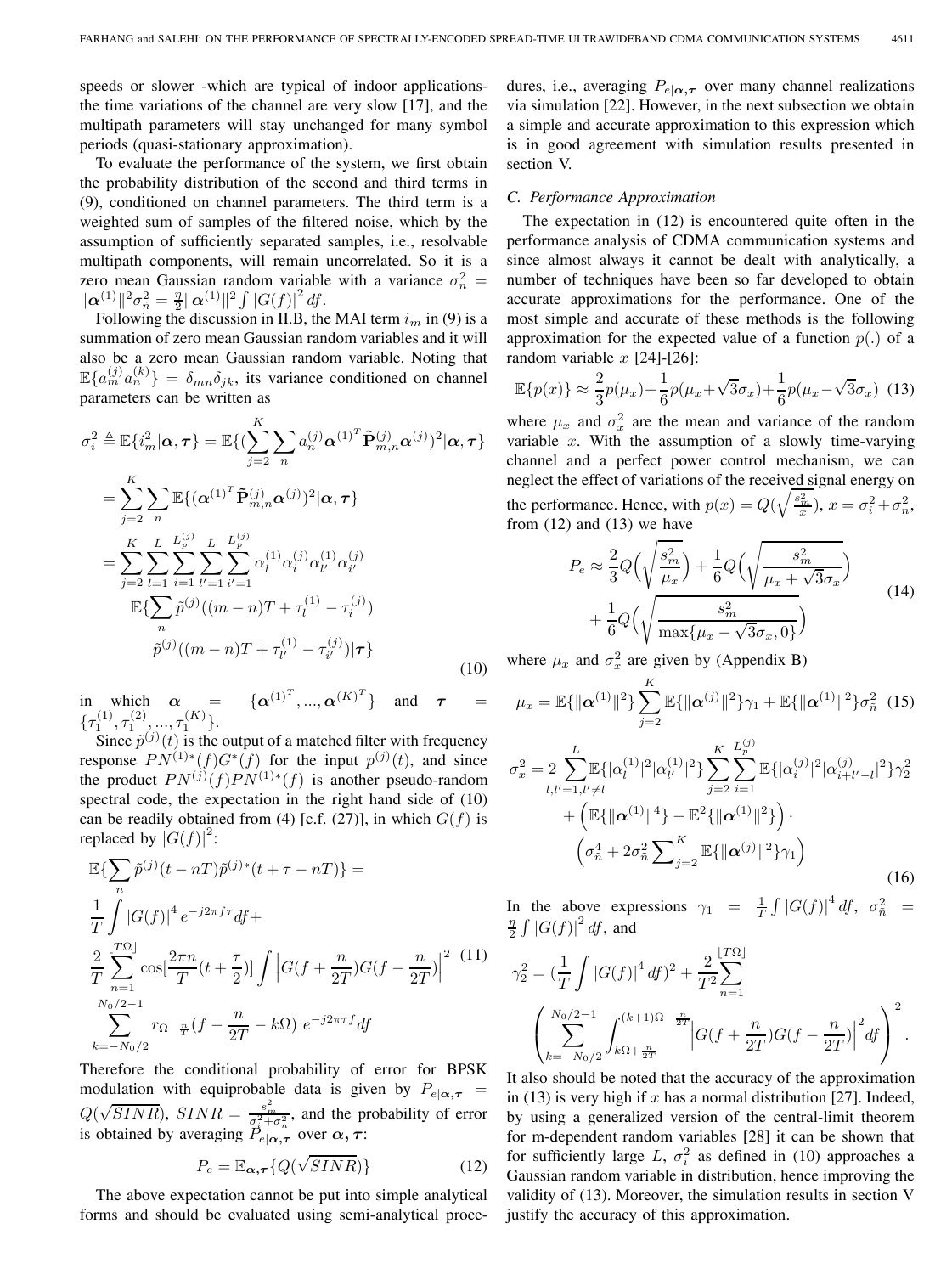speeds or slower -which are typical of indoor applications- the time variations of the channel are very slow [17], and the multipath parameters will stay unchanged for many symbol periods (quasi-stationary approximation).

To evaluate the performance of the system, we first obtain the probability distribution of the second and third terms in (9), conditioned on channel parameters. The third term is a weighted sum of samples of the filtered noise, which by the assumption of sufficiently separated samples, i.e., resolvable multipath components, will remain uncorrelated. So it is a zero mean Gaussian random variable with a variance $\sigma_n^2 = \|\boldsymbol{\alpha}^{(1)}\|^2 \sigma_{\tilde{n}}^2 = \frac{\eta}{2}\|\boldsymbol{\alpha}^{(1)}\|^2 \int |G(f)|^2 df$.

Following the discussion in II.B, the MAI term $i_m$ in (9) is a summation of zero mean Gaussian random variables and it will also be a zero mean Gaussian random variable. Noting that $\mathbb{E}\{a_m^{(j)} a_n^{(k)}\} = \delta_{mn}\delta_{jk}$, its variance conditioned on channel parameters can be written as

$$
\begin{aligned}
\sigma_i^2 &\triangleq \mathbb{E}\{i_m^2 | \boldsymbol{\alpha}, \boldsymbol{\tau}\} = \mathbb{E}\{(\sum_{j=2}^{K}\sum_n a_n^{(j)} \boldsymbol{\alpha}^{(1)^T} \tilde{\mathbf{P}}_{m,n}^{(j)} \boldsymbol{\alpha}^{(j)})^2 | \boldsymbol{\alpha}, \boldsymbol{\tau}\} \\
&= \sum_{j=2}^{K}\sum_n \mathbb{E}\{(\boldsymbol{\alpha}^{(1)^T} \tilde{\mathbf{P}}_{m,n}^{(j)} \boldsymbol{\alpha}^{(j)})^2 | \boldsymbol{\alpha}, \boldsymbol{\tau}\} \\
&= \sum_{j=2}^{K}\sum_{l=1}^{L}\sum_{i=1}^{L_p^{(j)}}\sum_{l'=1}^{L}\sum_{i'=1}^{L_p^{(j)}} \alpha_l^{(1)}\alpha_i^{(j)}\alpha_{l'}^{(1)}\alpha_{i'}^{(j)} \\
&\quad \mathbb{E}\{\sum_n \tilde{p}^{(j)}((m-n)T + \tau_l^{(1)} - \tau_i^{(j)}) \\
&\quad\quad \tilde{p}^{(j)}((m-n)T + \tau_{l'}^{(1)} - \tau_{i'}^{(j)}) | \boldsymbol{\tau}\}
\end{aligned} \tag{10}
$$

in which $\boldsymbol{\alpha} = \{\boldsymbol{\alpha}^{(1)^T}, ..., \boldsymbol{\alpha}^{(K)^T}\}$ and $\boldsymbol{\tau} = \{\tau_1^{(1)}, \tau_1^{(2)}, ..., \tau_1^{(K)}\}$.

Since $\tilde{p}^{(j)}(t)$ is the output of a matched filter with frequency response $PN^{(1)*}(f)G^*(f)$ for the input $p^{(j)}(t)$, and since the product $PN^{(j)}(f)PN^{(1)*}(f)$ is another pseudo-random spectral code, the expectation in the right hand side of (10) can be readily obtained from (4) [c.f. (27)], in which $G(f)$ is replaced by $|G(f)|^2$:

$$
\begin{aligned}
&\mathbb{E}\{\sum_n \tilde{p}^{(j)}(t - nT)\tilde{p}^{(j)*}(t + \tau - nT)\} = \\
&\frac{1}{T}\int |G(f)|^4 e^{-j2\pi f\tau} df + \\
&\frac{2}{T}\sum_{n=1}^{\lfloor T\Omega \rfloor} \cos[\frac{2\pi n}{T}(t + \frac{\tau}{2})] \int \Big|G(f + \frac{n}{2T})G(f - \frac{n}{2T})\Big|^2 \\
&\sum_{k=-N_0/2}^{N_0/2-1} r_{\Omega - \frac{n}{T}}(f - \frac{n}{2T} - k\Omega)\, e^{-j2\pi\tau f} df
\end{aligned} \tag{11}
$$

Therefore the conditional probability of error for BPSK modulation with equiprobable data is given by $P_{e|\boldsymbol{\alpha},\boldsymbol{\tau}} = Q(\sqrt{SINR})$, $SINR = \frac{s_m^2}{\sigma_i^2 + \sigma_n^2}$, and the probability of error is obtained by averaging $P_{e|\boldsymbol{\alpha},\boldsymbol{\tau}}$ over $\boldsymbol{\alpha}, \boldsymbol{\tau}$:

$$
P_e = \mathbb{E}_{\boldsymbol{\alpha},\boldsymbol{\tau}}\{Q(\sqrt{SINR})\} \tag{12}
$$

The above expectation cannot be put into simple analytical forms and should be evaluated using semi-analytical procedures, i.e., averaging $P_{e|\boldsymbol{\alpha},\boldsymbol{\tau}}$ over many channel realizations via simulation [22]. However, in the next subsection we obtain a simple and accurate approximation to this expression which is in good agreement with simulation results presented in section V.

### C. Performance Approximation

The expectation in (12) is encountered quite often in the performance analysis of CDMA communication systems and since almost always it cannot be dealt with analytically, a number of techniques have been so far developed to obtain accurate approximations for the performance. One of the most simple and accurate of these methods is the following approximation for the expected value of a function $p(.)$ of a random variable $x$ [24]-[26]:

$$
\mathbb{E}\{p(x)\} \approx \frac{2}{3}p(\mu_x) + \frac{1}{6}p(\mu_x + \sqrt{3}\sigma_x) + \frac{1}{6}p(\mu_x - \sqrt{3}\sigma_x) \tag{13}
$$

where $\mu_x$ and $\sigma_x^2$ are the mean and variance of the random variable $x$. With the assumption of a slowly time-varying channel and a perfect power control mechanism, we can neglect the effect of variations of the received signal energy on the performance. Hence, with $p(x) = Q(\sqrt{\frac{s_m^2}{x}})$, $x = \sigma_i^2 + \sigma_n^2$, from (12) and (13) we have

$$
\begin{aligned}
P_e \approx\; & \frac{2}{3}Q\Big(\sqrt{\frac{s_m^2}{\mu_x}}\Big) + \frac{1}{6}Q\Big(\sqrt{\frac{s_m^2}{\mu_x + \sqrt{3}\sigma_x}}\Big) \\
& + \frac{1}{6}Q\Big(\sqrt{\frac{s_m^2}{\max\{\mu_x - \sqrt{3}\sigma_x, 0\}}}\Big)
\end{aligned} \tag{14}
$$

where $\mu_x$ and $\sigma_x^2$ are given by (Appendix B)

$$
\mu_x = \mathbb{E}\{\|\boldsymbol{\alpha}^{(1)}\|^2\}\sum_{j=2}^{K}\mathbb{E}\{\|\boldsymbol{\alpha}^{(j)}\|^2\}\gamma_1 + \mathbb{E}\{\|\boldsymbol{\alpha}^{(1)}\|^2\}\sigma_{\tilde{n}}^2 \tag{15}
$$

$$
\begin{aligned}
\sigma_x^2 = 2&\sum_{l,l'=1, l'\neq l}^{L}\mathbb{E}\{|\alpha_l^{(1)}|^2|\alpha_{l'}^{(1)}|^2\}\sum_{j=2}^{K}\sum_{i=1}^{L_p^{(j)}}\mathbb{E}\{|\alpha_i^{(j)}|^2|\alpha_{i+l'-l}^{(j)}|^2\}\gamma_2^2 \\
&+ \Big(\mathbb{E}\{\|\boldsymbol{\alpha}^{(1)}\|^4\} - \mathbb{E}^2\{\|\boldsymbol{\alpha}^{(1)}\|^2\}\Big)\cdot \\
&\quad \Big(\sigma_{\tilde{n}}^4 + 2\sigma_{\tilde{n}}^2\sum_{j=2}^{K}\mathbb{E}\{\|\boldsymbol{\alpha}^{(j)}\|^2\}\gamma_1\Big)
\end{aligned} \tag{16}
$$

In the above expressions $\gamma_1 = \frac{1}{T}\int |G(f)|^4 df$, $\sigma_{\tilde{n}}^2 = \frac{\eta}{2}\int |G(f)|^2 df$, and

$$
\gamma_2^2 = (\frac{1}{T}\int |G(f)|^4 df)^2 + \frac{2}{T^2}\sum_{n=1}^{\lfloor T\Omega \rfloor}\left(\sum_{k=-N_0/2}^{N_0/2-1}\int_{k\Omega + \frac{n}{2T}}^{(k+1)\Omega - \frac{n}{2T}}\Big|G(f + \frac{n}{2T})G(f - \frac{n}{2T})\Big|^2 df\right)^2.
$$

It also should be noted that the accuracy of the approximation in (13) is very high if $x$ has a normal distribution [27]. Indeed, by using a generalized version of the central-limit theorem for m-dependent random variables [28] it can be shown that for sufficiently large $L$, $\sigma_i^2$ as defined in (10) approaches a Gaussian random variable in distribution, hence improving the validity of (13). Moreover, the simulation results in section V justify the accuracy of this approximation.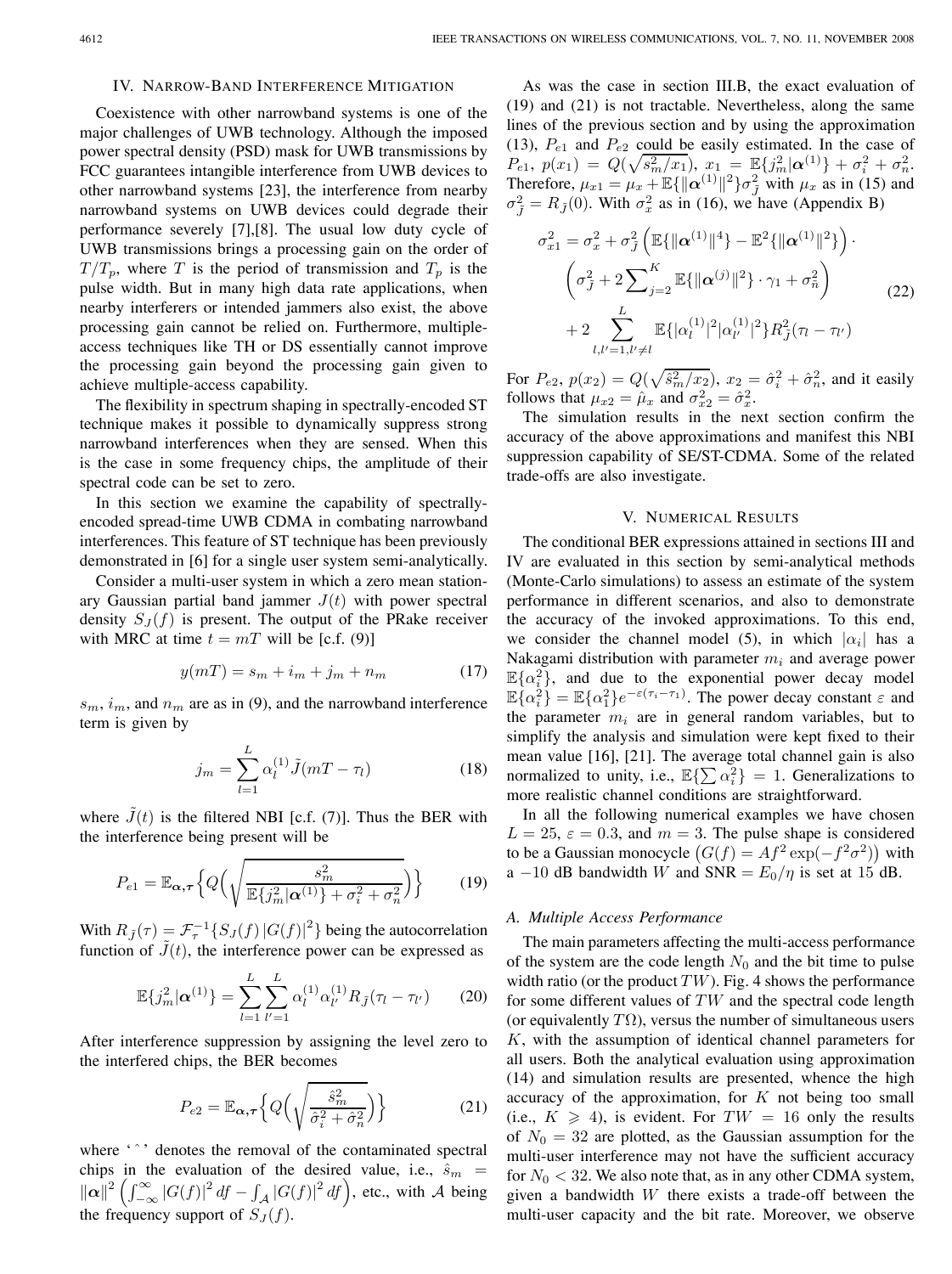## IV. Narrow-Band Interference Mitigation

Coexistence with other narrowband systems is one of the major challenges of UWB technology. Although the imposed power spectral density (PSD) mask for UWB transmissions by FCC guarantees intangible interference from UWB devices to other narrowband systems [23], the interference from nearby narrowband systems on UWB devices could degrade their performance severely [7],[8]. The usual low duty cycle of UWB transmissions brings a processing gain on the order of $T/T_p$, where $T$ is the period of transmission and $T_p$ is the pulse width. But in many high data rate applications, when nearby interferers or intended jammers also exist, the above processing gain cannot be relied on. Furthermore, multiple-access techniques like TH or DS essentially cannot improve the processing gain beyond the processing gain given to achieve multiple-access capability.

The flexibility in spectrum shaping in spectrally-encoded ST technique makes it possible to dynamically suppress strong narrowband interferences when they are sensed. When this is the case in some frequency chips, the amplitude of their spectral code can be set to zero.

In this section we examine the capability of spectrally-encoded spread-time UWB CDMA in combating narrowband interferences. This feature of ST technique has been previously demonstrated in [6] for a single user system semi-analytically.

Consider a multi-user system in which a zero mean stationary Gaussian partial band jammer $J(t)$ with power spectral density $S_J(f)$ is present. The output of the PRake receiver with MRC at time $t = mT$ will be [c.f. (9)]

$$y(mT) = s_m + i_m + j_m + n_m \tag{17}$$

$s_m$, $i_m$, and $n_m$ are as in (9), and the narrowband interference term is given by

$$j_m = \sum_{l=1}^{L} \alpha_l^{(1)} \tilde{J}(mT - \tau_l) \tag{18}$$

where $\tilde{J}(t)$ is the filtered NBI [c.f. (7)]. Thus the BER with the interference being present will be

$$P_{e1} = \mathbb{E}_{\boldsymbol{\alpha},\boldsymbol{\tau}}\Big\{Q\Big(\sqrt{\frac{s_m^2}{\mathbb{E}\{j_m^2|\boldsymbol{\alpha}^{(1)}\} + \sigma_i^2 + \sigma_n^2}}\Big)\Big\} \tag{19}$$

With $R_{\tilde{J}}(\tau) = \mathcal{F}_\tau^{-1}\{S_J(f)\,|G(f)|^2\}$ being the autocorrelation function of $\tilde{J}(t)$, the interference power can be expressed as

$$\mathbb{E}\{j_m^2|\boldsymbol{\alpha}^{(1)}\} = \sum_{l=1}^{L}\sum_{l'=1}^{L} \alpha_l^{(1)}\alpha_{l'}^{(1)} R_{\tilde{J}}(\tau_l - \tau_{l'}) \tag{20}$$

After interference suppression by assigning the level zero to the interfered chips, the BER becomes

$$P_{e2} = \mathbb{E}_{\boldsymbol{\alpha},\boldsymbol{\tau}}\Big\{Q\Big(\sqrt{\frac{\hat{s}_m^2}{\hat{\sigma}_i^2 + \hat{\sigma}_n^2}}\Big)\Big\} \tag{21}$$

where '$\hat{\ }$' denotes the removal of the contaminated spectral chips in the evaluation of the desired value, i.e., $\hat{s}_m = \|\boldsymbol{\alpha}\|^2\left(\int_{-\infty}^{\infty}|G(f)|^2\,df - \int_{\mathcal{A}}|G(f)|^2\,df\right)$, etc., with $\mathcal{A}$ being the frequency support of $S_J(f)$.

As was the case in section III.B, the exact evaluation of (19) and (21) is not tractable. Nevertheless, along the same lines of the previous section and by using the approximation (13), $P_{e1}$ and $P_{e2}$ could be easily estimated. In the case of $P_{e1}$, $p(x_1) = Q(\sqrt{s_m^2/x_1})$, $x_1 = \mathbb{E}\{j_m^2|\boldsymbol{\alpha}^{(1)}\} + \sigma_i^2 + \sigma_n^2$. Therefore, $\mu_{x1} = \mu_x + \mathbb{E}\{\|\boldsymbol{\alpha}^{(1)}\|^2\}\sigma_{\tilde{J}}^2$ with $\mu_x$ as in (15) and $\sigma_{\tilde{J}}^2 = R_{\tilde{J}}(0)$. With $\sigma_x^2$ as in (16), we have (Appendix B)

$$\begin{aligned}
\sigma_{x1}^2 = {} & \sigma_x^2 + \sigma_{\tilde{J}}^2\left(\mathbb{E}\{\|\boldsymbol{\alpha}^{(1)}\|^4\} - \mathbb{E}^2\{\|\boldsymbol{\alpha}^{(1)}\|^2\}\right)\cdot \\
& \left(\sigma_{\tilde{J}}^2 + 2\sum_{j=2}^{K}\mathbb{E}\{\|\boldsymbol{\alpha}^{(j)}\|^2\}\cdot\gamma_1 + \sigma_{\tilde{n}}^2\right) \\
& + 2\sum_{l,l'=1,l'\neq l}^{L}\mathbb{E}\{|\alpha_l^{(1)}|^2|\alpha_{l'}^{(1)}|^2\}R_{\tilde{J}}^2(\tau_l - \tau_{l'})
\end{aligned} \tag{22}$$

For $P_{e2}$, $p(x_2) = Q(\sqrt{\hat{s}_m^2/x_2})$, $x_2 = \hat{\sigma}_i^2 + \hat{\sigma}_n^2$, and it easily follows that $\mu_{x2} = \hat{\mu}_x$ and $\sigma_{x2}^2 = \hat{\sigma}_x^2$.

The simulation results in the next section confirm the accuracy of the above approximations and manifest this NBI suppression capability of SE/ST-CDMA. Some of the related trade-offs are also investigate.

## V. Numerical Results

The conditional BER expressions attained in sections III and IV are evaluated in this section by semi-analytical methods (Monte-Carlo simulations) to assess an estimate of the system performance in different scenarios, and also to demonstrate the accuracy of the invoked approximations. To this end, we consider the channel model (5), in which $|\alpha_i|$ has a Nakagami distribution with parameter $m_i$ and average power $\mathbb{E}\{\alpha_i^2\}$, and due to the exponential power decay model $\mathbb{E}\{\alpha_i^2\} = \mathbb{E}\{\alpha_1^2\}e^{-\varepsilon(\tau_i - \tau_1)}$. The power decay constant $\varepsilon$ and the parameter $m_i$ are in general random variables, but to simplify the analysis and simulation were kept fixed to their mean value [16], [21]. The average total channel gain is also normalized to unity, i.e., $\mathbb{E}\{\sum \alpha_i^2\} = 1$. Generalizations to more realistic channel conditions are straightforward.

In all the following numerical examples we have chosen $L = 25$, $\varepsilon = 0.3$, and $m = 3$. The pulse shape is considered to be a Gaussian monocycle $\left(G(f) = Af^2\exp(-f^2\sigma^2)\right)$ with a $-10$ dB bandwidth $W$ and $\mathrm{SNR} = E_0/\eta$ is set at 15 dB.

### A. Multiple Access Performance

The main parameters affecting the multi-access performance of the system are the code length $N_0$ and the bit time to pulse width ratio (or the product $TW$). Fig. 4 shows the performance for some different values of $TW$ and the spectral code length (or equivalently $T\Omega$), versus the number of simultaneous users $K$, with the assumption of identical channel parameters for all users. Both the analytical evaluation using approximation (14) and simulation results are presented, whence the high accuracy of the approximation, for $K$ not being too small (i.e., $K \geqslant 4$), is evident. For $TW = 16$ only the results of $N_0 = 32$ are plotted, as the Gaussian assumption for the multi-user interference may not have the sufficient accuracy for $N_0 < 32$. We also note that, as in any other CDMA system, given a bandwidth $W$ there exists a trade-off between the multi-user capacity and the bit rate. Moreover, we observe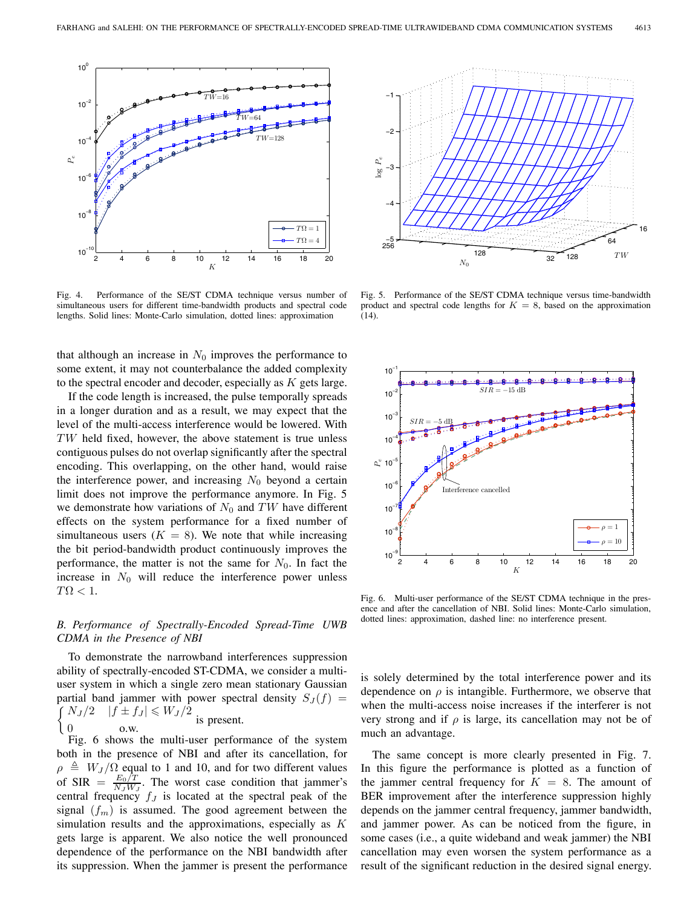Fig. 4. Performance of the SE/ST CDMA technique versus number of simultaneous users for different time-bandwidth products and spectral code lengths. Solid lines: Monte-Carlo simulation, dotted lines: approximation

Fig. 5. Performance of the SE/ST CDMA technique versus time-bandwidth product and spectral code lengths for $K = 8$, based on the approximation (14).

that although an increase in $N_0$ improves the performance to some extent, it may not counterbalance the added complexity to the spectral encoder and decoder, especially as $K$ gets large.

If the code length is increased, the pulse temporally spreads in a longer duration and as a result, we may expect that the level of the multi-access interference would be lowered. With $TW$ held fixed, however, the above statement is true unless contiguous pulses do not overlap significantly after the spectral encoding. This overlapping, on the other hand, would raise the interference power, and increasing $N_0$ beyond a certain limit does not improve the performance anymore. In Fig. 5 we demonstrate how variations of $N_0$ and $TW$ have different effects on the system performance for a fixed number of simultaneous users ($K = 8$). We note that while increasing the bit period-bandwidth product continuously improves the performance, the matter is not the same for $N_0$. In fact the increase in $N_0$ will reduce the interference power unless $T\Omega < 1$.

### B. Performance of Spectrally-Encoded Spread-Time UWB CDMA in the Presence of NBI

To demonstrate the narrowband interferences suppression ability of spectrally-encoded ST-CDMA, we consider a multi-user system in which a single zero mean stationary Gaussian partial band jammer with power spectral density $S_J(f) = \begin{cases} N_J/2 & |f \pm f_J| \leqslant W_J/2 \\ 0 & \text{o.w.} \end{cases}$ is present.

Fig. 6 shows the multi-user performance of the system both in the presence of NBI and after its cancellation, for $\rho \triangleq W_J/\Omega$ equal to 1 and 10, and for two different values of SIR $= \frac{E_0/T}{N_J W_J}$. The worst case condition that jammer's central frequency $f_J$ is located at the spectral peak of the signal $(f_m)$ is assumed. The good agreement between the simulation results and the approximations, especially as $K$ gets large is apparent. We also notice the well pronounced dependence of the performance on the NBI bandwidth after its suppression. When the jammer is present the performance is solely determined by the total interference power and its dependence on $\rho$ is intangible. Furthermore, we observe that when the multi-access noise increases if the interferer is not very strong and if $\rho$ is large, its cancellation may not be of much an advantage.

Fig. 6. Multi-user performance of the SE/ST CDMA technique in the presence and after the cancellation of NBI. Solid lines: Monte-Carlo simulation, dotted lines: approximation, dashed line: no interference present.

The same concept is more clearly presented in Fig. 7. In this figure the performance is plotted as a function of the jammer central frequency for $K = 8$. The amount of BER improvement after the interference suppression highly depends on the jammer central frequency, jammer bandwidth, and jammer power. As can be noticed from the figure, in some cases (i.e., a quite wideband and weak jammer) the NBI cancellation may even worsen the system performance as a result of the significant reduction in the desired signal energy.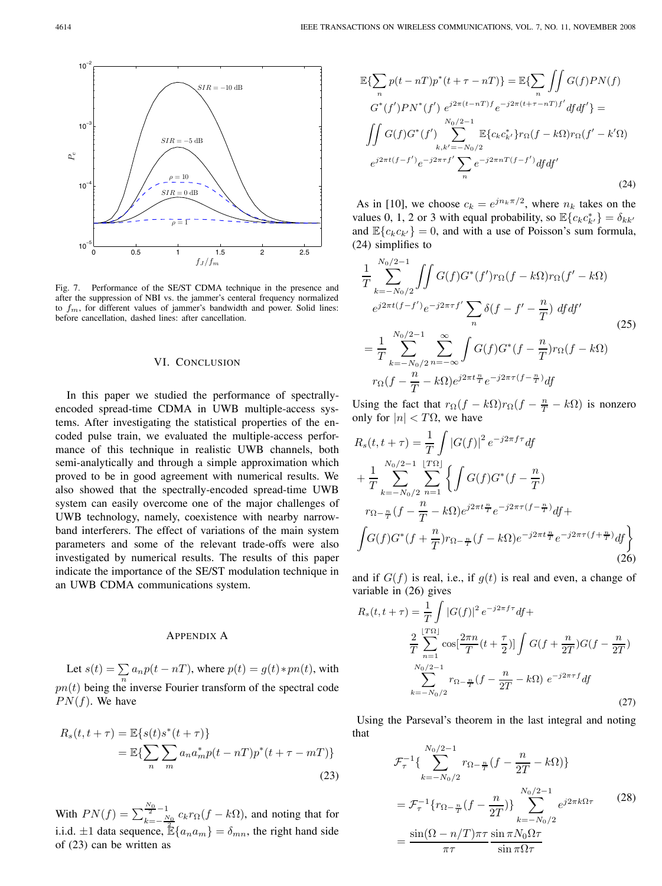Fig. 7. Performance of the SE/ST CDMA technique in the presence and after the suppression of NBI vs. the jammer's centeral frequency normalized to $f_m$, for different values of jammer's bandwidth and power. Solid lines: before cancellation, dashed lines: after cancellation.

## VI. Conclusion

In this paper we studied the performance of spectrally-encoded spread-time CDMA in UWB multiple-access systems. After investigating the statistical properties of the encoded pulse train, we evaluated the multiple-access performance of this technique in realistic UWB channels, both semi-analytically and through a simple approximation which proved to be in good agreement with numerical results. We also showed that the spectrally-encoded spread-time UWB system can easily overcome one of the major challenges of UWB technology, namely, coexistence with nearby narrow-band interferers. The effect of variations of the main system parameters and some of the relevant trade-offs were also investigated by numerical results. The results of this paper indicate the importance of the SE/ST modulation technique in an UWB CDMA communications system.

## Appendix A

Let $s(t) = \sum_n a_n p(t-nT)$, where $p(t) = g(t) * pn(t)$, with $pn(t)$ being the inverse Fourier transform of the spectral code $PN(f)$. We have

$$
\begin{aligned}
R_s(t, t+\tau) &= \mathbb{E}\{s(t)s^*(t+\tau)\} \\
&= \mathbb{E}\{\sum_n \sum_m a_n a_m^* p(t-nT) p^*(t+\tau-mT)\}
\end{aligned}
\tag{23}
$$

With $PN(f) = \sum_{k=-\frac{N_0}{2}}^{\frac{N_0}{2}-1} c_k r_\Omega(f-k\Omega)$, and noting that for i.i.d. $\pm 1$ data sequence, $\mathbb{E}\{a_n a_m\} = \delta_{mn}$, the right hand side of (23) can be written as

$$
\begin{aligned}
&\mathbb{E}\{\sum_n p(t-nT)p^*(t+\tau-nT)\} = \mathbb{E}\{\sum_n \iint G(f)PN(f) \\
&G^*(f')PN^*(f')\, e^{j2\pi(t-nT)f} e^{-j2\pi(t+\tau-nT)f'} df df'\} = \\
&\iint G(f)G^*(f') \sum_{k,k'=-N_0/2}^{N_0/2-1} \mathbb{E}\{c_k c_{k'}^*\} r_\Omega(f-k\Omega) r_\Omega(f'-k'\Omega) \\
&e^{j2\pi t(f-f')} e^{-j2\pi\tau f'} \sum_n e^{-j2\pi nT(f-f')} df df'
\end{aligned}
\tag{24}
$$

As in [10], we choose $c_k = e^{jn_k\pi/2}$, where $n_k$ takes on the values 0, 1, 2 or 3 with equal probability, so $\mathbb{E}\{c_k c_{k'}^*\} = \delta_{kk'}$ and $\mathbb{E}\{c_k c_{k'}\} = 0$, and with a use of Poisson's sum formula, (24) simplifies to

$$
\begin{aligned}
&\frac{1}{T} \sum_{k=-N_0/2}^{N_0/2-1} \iint G(f)G^*(f') r_\Omega(f-k\Omega) r_\Omega(f'-k\Omega) \\
&e^{j2\pi t(f-f')} e^{-j2\pi\tau f'} \sum_n \delta(f-f'-\frac{n}{T})\, df df' \\
&= \frac{1}{T} \sum_{k=-N_0/2}^{N_0/2-1} \sum_{n=-\infty}^{\infty} \int G(f)G^*(f-\frac{n}{T}) r_\Omega(f-k\Omega) \\
&r_\Omega(f-\frac{n}{T}-k\Omega) e^{j2\pi t\frac{n}{T}} e^{-j2\pi\tau(f-\frac{n}{T})} df
\end{aligned}
\tag{25}
$$

Using the fact that $r_\Omega(f-k\Omega)r_\Omega(f-\frac{n}{T}-k\Omega)$ is nonzero only for $|n| < T\Omega$, we have

$$
\begin{aligned}
&R_s(t,t+\tau) = \frac{1}{T} \int |G(f)|^2 e^{-j2\pi f\tau} df \\
&+ \frac{1}{T} \sum_{k=-N_0/2}^{N_0/2-1} \sum_{n=1}^{\lfloor T\Omega \rfloor} \Big\{ \int G(f)G^*(f-\frac{n}{T}) \\
&r_{\Omega-\frac{n}{T}}(f-\frac{n}{T}-k\Omega) e^{j2\pi t\frac{n}{T}} e^{-j2\pi\tau(f-\frac{n}{T})} df + \\
&\int G(f)G^*(f+\frac{n}{T}) r_{\Omega-\frac{n}{T}}(f-k\Omega) e^{-j2\pi t\frac{n}{T}} e^{-j2\pi\tau(f+\frac{n}{T})} df \Big\}
\end{aligned}
\tag{26}
$$

and if $G(f)$ is real, i.e., if $g(t)$ is real and even, a change of variable in (26) gives

$$
\begin{aligned}
R_s(t,t+\tau) = &\frac{1}{T} \int |G(f)|^2 e^{-j2\pi f\tau} df + \\
&\frac{2}{T} \sum_{n=1}^{\lfloor T\Omega \rfloor} \cos[\frac{2\pi n}{T}(t+\frac{\tau}{2})] \int G(f+\frac{n}{2T}) G(f-\frac{n}{2T}) \\
&\sum_{k=-N_0/2}^{N_0/2-1} r_{\Omega-\frac{n}{T}}(f-\frac{n}{2T}-k\Omega)\; e^{-j2\pi\tau f} df
\end{aligned}
\tag{27}
$$

Using the Parseval's theorem in the last integral and noting that

$$
\begin{aligned}
&\mathcal{F}_\tau^{-1}\{ \sum_{k=-N_0/2}^{N_0/2-1} r_{\Omega-\frac{n}{T}}(f-\frac{n}{2T}-k\Omega) \} \\
&= \mathcal{F}_\tau^{-1}\{ r_{\Omega-\frac{n}{T}}(f-\frac{n}{2T}) \} \sum_{k=-N_0/2}^{N_0/2-1} e^{j2\pi k\Omega\tau} \\
&= \frac{\sin(\Omega-n/T)\pi\tau}{\pi\tau} \frac{\sin \pi N_0 \Omega\tau}{\sin \pi\Omega\tau}
\end{aligned}
\tag{28}
$$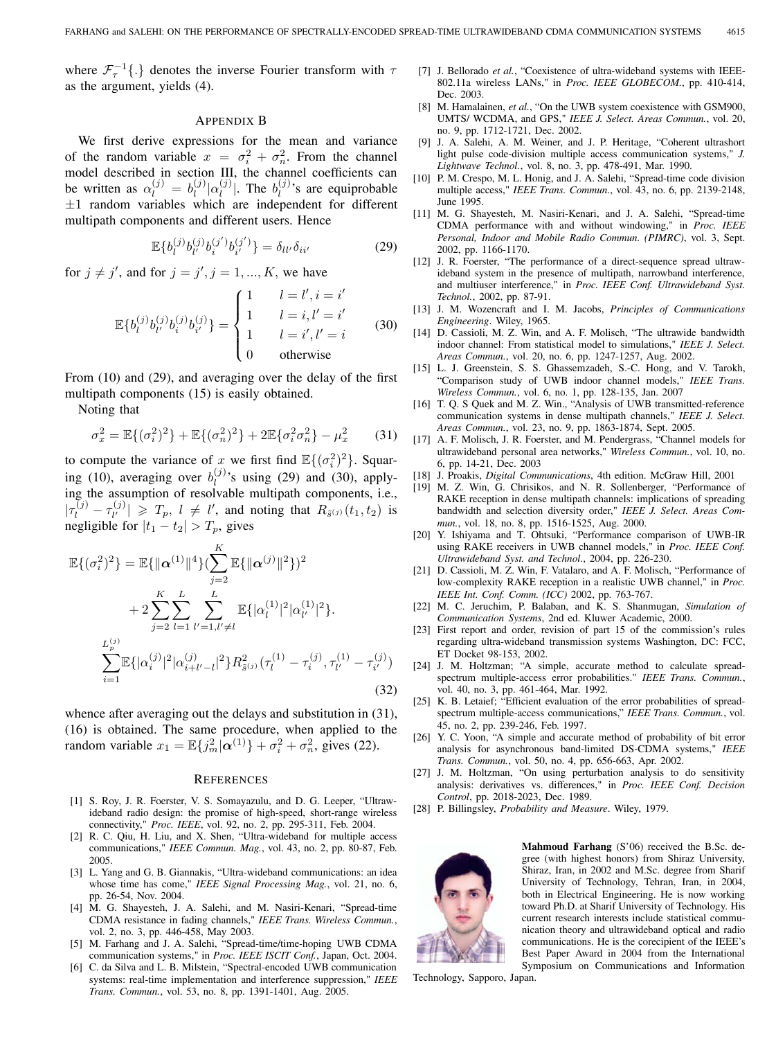where $\mathcal{F}_{\tau}^{-1}\{.\}$ denotes the inverse Fourier transform with $\tau$ as the argument, yields (4).

## Appendix B

We first derive expressions for the mean and variance of the random variable $x = \sigma_i^2 + \sigma_n^2$. From the channel model described in section III, the channel coefficients can be written as $\alpha_l^{(j)} = b_l^{(j)}|\alpha_l^{(j)}|$. The $b_l^{(j)}$'s are equiprobable $\pm 1$ random variables which are independent for different multipath components and different users. Hence

$$\mathbb{E}\{b_l^{(j)}b_{l'}^{(j)}b_i^{(j')}b_{i'}^{(j')}\} = \delta_{ll'}\delta_{ii'} \tag{29}$$

for $j \neq j'$, and for $j = j', j = 1, ..., K$, we have

$$\mathbb{E}\{b_l^{(j)}b_{l'}^{(j)}b_i^{(j)}b_{i'}^{(j)}\} = \begin{cases} 1 & l = l', i = i' \\ 1 & l = i, l' = i' \\ 1 & l = i', l' = i \\ 0 & \text{otherwise} \end{cases} \tag{30}$$

From (10) and (29), and averaging over the delay of the first multipath components (15) is easily obtained.

Noting that

$$\sigma_x^2 = \mathbb{E}\{(\sigma_i^2)^2\} + \mathbb{E}\{(\sigma_n^2)^2\} + 2\mathbb{E}\{\sigma_i^2\sigma_n^2\} - \mu_x^2 \tag{31}$$

to compute the variance of $x$ we first find $\mathbb{E}\{(\sigma_i^2)^2\}$. Squaring (10), averaging over $b_l^{(j)}$'s using (29) and (30), applying the assumption of resolvable multipath components, i.e., $|\tau_l^{(j)} - \tau_{l'}^{(j)}| \geqslant T_p$, $l \neq l'$, and noting that $R_{\tilde{s}^{(j)}}(t_1, t_2)$ is negligible for $|t_1 - t_2| > T_p$, gives

$$\begin{aligned}
\mathbb{E}\{(\sigma_i^2)^2\} &= \mathbb{E}\{\|\boldsymbol{\alpha}^{(1)}\|^4\}(\sum_{j=2}^{K}\mathbb{E}\{\|\boldsymbol{\alpha}^{(j)}\|^2\})^2 \\
&\quad + 2\sum_{j=2}^{K}\sum_{l=1}^{L}\sum_{l'=1, l'\neq l}^{L}\mathbb{E}\{|\alpha_l^{(1)}|^2|\alpha_{l'}^{(1)}|^2\}. \\
&\sum_{i=1}^{L_p^{(j)}}\mathbb{E}\{|\alpha_i^{(j)}|^2|\alpha_{i+l'-l}^{(j)}|^2\}R_{\tilde{s}^{(j)}}^2(\tau_l^{(1)} - \tau_i^{(j)}, \tau_{l'}^{(1)} - \tau_{i'}^{(j)})
\end{aligned} \tag{32}$$

whence after averaging out the delays and substitution in (31), (16) is obtained. The same procedure, when applied to the random variable $x_1 = \mathbb{E}\{j_m^2|\boldsymbol{\alpha}^{(1)}\} + \sigma_i^2 + \sigma_n^2$, gives (22).

## References

[1] S. Roy, J. R. Foerster, V. S. Somayazulu, and D. G. Leeper, "Ultrawideband radio design: the promise of high-speed, short-range wireless connectivity," *Proc. IEEE*, vol. 92, no. 2, pp. 295-311, Feb. 2004.

[2] R. C. Qiu, H. Liu, and X. Shen, "Ultra-wideband for multiple access communications," *IEEE Commun. Mag.*, vol. 43, no. 2, pp. 80-87, Feb. 2005.

[3] L. Yang and G. B. Giannakis, "Ultra-wideband communications: an idea whose time has come," *IEEE Signal Processing Mag.*, vol. 21, no. 6, pp. 26-54, Nov. 2004.

[4] M. G. Shayesteh, J. A. Salehi, and M. Nasiri-Kenari, "Spread-time CDMA resistance in fading channels," *IEEE Trans. Wireless Commun.*, vol. 2, no. 3, pp. 446-458, May 2003.

[5] M. Farhang and J. A. Salehi, "Spread-time/time-hoping UWB CDMA communication systems," in *Proc. IEEE ISCIT Conf.*, Japan, Oct. 2004.

[6] C. da Silva and L. B. Milstein, "Spectral-encoded UWB communication systems: real-time implementation and interference suppression," *IEEE Trans. Commun.*, vol. 53, no. 8, pp. 1391-1401, Aug. 2005.

[7] J. Bellorado *et al.*, "Coexistence of ultra-wideband systems with IEEE-802.11a wireless LANs," in *Proc. IEEE GLOBECOM.*, pp. 410-414, Dec. 2003.

[8] M. Hamalainen, *et al.*, "On the UWB system coexistence with GSM900, UMTS/ WCDMA, and GPS," *IEEE J. Select. Areas Commun.*, vol. 20, no. 9, pp. 1712-1721, Dec. 2002.

[9] J. A. Salehi, A. M. Weiner, and J. P. Heritage, "Coherent ultrashort light pulse code-division multiple access communication systems," *J. Lightwave Technol.*, vol. 8, no. 3, pp. 478-491, Mar. 1990.

[10] P. M. Crespo, M. L. Honig, and J. A. Salehi, "Spread-time code division multiple access," *IEEE Trans. Commun.*, vol. 43, no. 6, pp. 2139-2148, June 1995.

[11] M. G. Shayesteh, M. Nasiri-Kenari, and J. A. Salehi, "Spread-time CDMA performance with and without windowing," in *Proc. IEEE Personal, Indoor and Mobile Radio Commun. (PIMRC)*, vol. 3, Sept. 2002, pp. 1166-1170.

[12] J. R. Foerster, "The performance of a direct-sequence spread ultrawideband system in the presence of multipath, narrowband interference, and multiuser interference," in *Proc. IEEE Conf. Ultrawideband Syst. Technol.*, 2002, pp. 87-91.

[13] J. M. Wozencraft and I. M. Jacobs, *Principles of Communications Engineering*. Wiley, 1965.

[14] D. Cassioli, M. Z. Win, and A. F. Molisch, "The ultrawide bandwidth indoor channel: From statistical model to simulations," *IEEE J. Select. Areas Commun.*, vol. 20, no. 6, pp. 1247-1257, Aug. 2002.

[15] L. J. Greenstein, S. S. Ghassemzadeh, S.-C. Hong, and V. Tarokh, "Comparison study of UWB indoor channel models," *IEEE Trans. Wireless Commun.*, vol. 6, no. 1, pp. 128-135, Jan. 2007

[16] T. Q. S Quek and M. Z. Win., "Analysis of UWB transmitted-reference communication systems in dense multipath channels," *IEEE J. Select. Areas Commun.*, vol. 23, no. 9, pp. 1863-1874, Sept. 2005.

[17] A. F. Molisch, J. R. Foerster, and M. Pendergrass, "Channel models for ultrawideband personal area networks," *Wireless Commun.*, vol. 10, no. 6, pp. 14-21, Dec. 2003

[18] J. Proakis, *Digital Communications*, 4th edition. McGraw Hill, 2001

[19] M. Z. Win, G. Chrisikos, and N. R. Sollenberger, "Performance of RAKE reception in dense multipath channels: implications of spreading bandwidth and selection diversity order," *IEEE J. Select. Areas Commun.*, vol. 18, no. 8, pp. 1516-1525, Aug. 2000.

[20] Y. Ishiyama and T. Ohtsuki, "Performance comparison of UWB-IR using RAKE receivers in UWB channel models," in *Proc. IEEE Conf. Ultrawideband Syst. and Technol.*, 2004, pp. 226-230.

[21] D. Cassioli, M. Z. Win, F. Vatalaro, and A. F. Molisch, "Performance of low-complexity RAKE reception in a realistic UWB channel," in *Proc. IEEE Int. Conf. Comm. (ICC)* 2002, pp. 763-767.

[22] M. C. Jeruchim, P. Balaban, and K. S. Shanmugan, *Simulation of Communication Systems*, 2nd ed. Kluwer Academic, 2000.

[23] First report and order, revision of part 15 of the commission's rules regarding ultra-wideband transmission systems Washington, DC: FCC, ET Docket 98-153, 2002.

[24] J. M. Holtzman; "A simple, accurate method to calculate spread-spectrum multiple-access error probabilities." *IEEE Trans. Commun.*, vol. 40, no. 3, pp. 461-464, Mar. 1992.

[25] K. B. Letaief; "Efficient evaluation of the error probabilities of spread-spectrum multiple-access communications," *IEEE Trans. Commun.*, vol. 45, no. 2, pp. 239-246, Feb. 1997.

[26] Y. C. Yoon, "A simple and accurate method of probability of bit error analysis for asynchronous band-limited DS-CDMA systems," *IEEE Trans. Commun.*, vol. 50, no. 4, pp. 656-663, Apr. 2002.

[27] J. M. Holtzman, "On using perturbation analysis to do sensitivity analysis: derivatives vs. differences," in *Proc. IEEE Conf. Decision Control*, pp. 2018-2023, Dec. 1989.

[28] P. Billingsley, *Probability and Measure*. Wiley, 1979.

**Mahmoud Farhang** (S'06) received the B.Sc. degree (with highest honors) from Shiraz University, Shiraz, Iran, in 2002 and M.Sc. degree from Sharif University of Technology, Tehran, Iran, in 2004, both in Electrical Engineering. He is now working toward Ph.D. at Sharif University of Technology. His current research interests include statistical communication theory and ultrawideband optical and radio communications. He is the corecipient of the IEEE's Best Paper Award in 2004 from the International Symposium on Communications and Information Technology, Sapporo, Japan.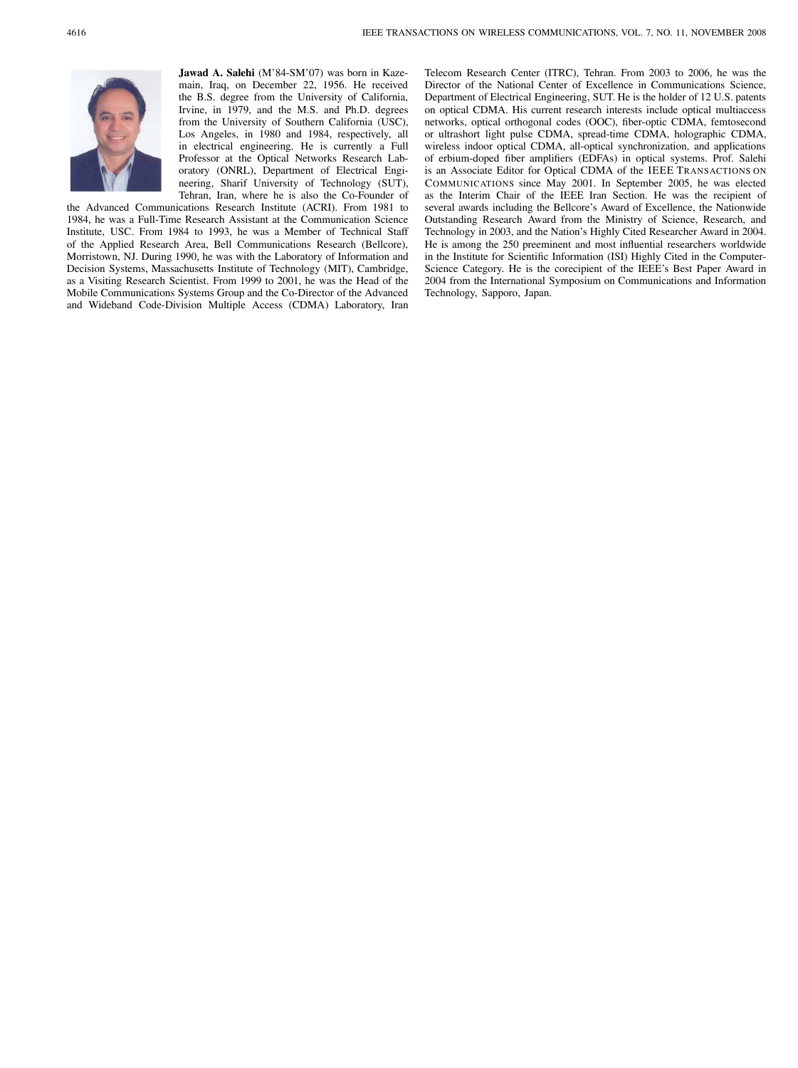**Jawad A. Salehi** (M'84-SM'07) was born in Kazemain, Iraq, on December 22, 1956. He received the B.S. degree from the University of California, Irvine, in 1979, and the M.S. and Ph.D. degrees from the University of Southern California (USC), Los Angeles, in 1980 and 1984, respectively, all in electrical engineering. He is currently a Full Professor at the Optical Networks Research Laboratory (ONRL), Department of Electrical Engineering, Sharif University of Technology (SUT), Tehran, Iran, where he is also the Co-Founder of the Advanced Communications Research Institute (ACRI). From 1981 to 1984, he was a Full-Time Research Assistant at the Communication Science Institute, USC. From 1984 to 1993, he was a Member of Technical Staff of the Applied Research Area, Bell Communications Research (Bellcore), Morristown, NJ. During 1990, he was with the Laboratory of Information and Decision Systems, Massachusetts Institute of Technology (MIT), Cambridge, as a Visiting Research Scientist. From 1999 to 2001, he was the Head of the Mobile Communications Systems Group and the Co-Director of the Advanced and Wideband Code-Division Multiple Access (CDMA) Laboratory, Iran Telecom Research Center (ITRC), Tehran. From 2003 to 2006, he was the Director of the National Center of Excellence in Communications Science, Department of Electrical Engineering, SUT. He is the holder of 12 U.S. patents on optical CDMA. His current research interests include optical multiaccess networks, optical orthogonal codes (OOC), fiber-optic CDMA, femtosecond or ultrashort light pulse CDMA, spread-time CDMA, holographic CDMA, wireless indoor optical CDMA, all-optical synchronization, and applications of erbium-doped fiber amplifiers (EDFAs) in optical systems. Prof. Salehi is an Associate Editor for Optical CDMA of the IEEE TRANSACTIONS ON COMMUNICATIONS since May 2001. In September 2005, he was elected as the Interim Chair of the IEEE Iran Section. He was the recipient of several awards including the Bellcore's Award of Excellence, the Nationwide Outstanding Research Award from the Ministry of Science, Research, and Technology in 2003, and the Nation's Highly Cited Researcher Award in 2004. He is among the 250 preeminent and most influential researchers worldwide in the Institute for Scientific Information (ISI) Highly Cited in the Computer-Science Category. He is the corecipient of the IEEE's Best Paper Award in 2004 from the International Symposium on Communications and Information Technology, Sapporo, Japan.